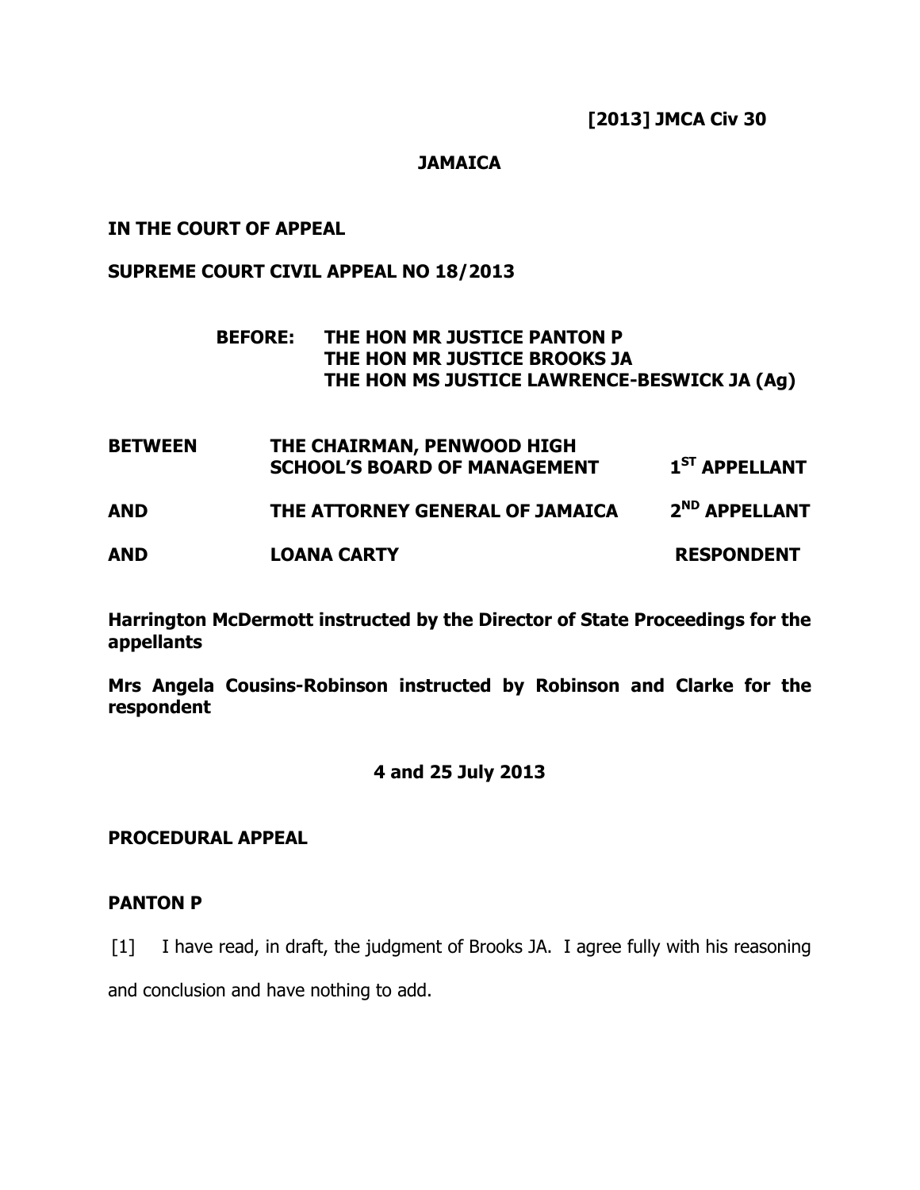**[2013] JMCA Civ 30**

**JAMAICA**

**IN THE COURT OF APPEAL**

**SUPREME COURT CIVIL APPEAL NO 18/2013**

**BEFORE: THE HON MR JUSTICE PANTON P**
**THE HON MR JUSTICE BROOKS JA**
**THE HON MS JUSTICE LAWRENCE-BESWICK JA (Ag)**

| | | |
|---|---|---|
| **BETWEEN** | **THE CHAIRMAN, PENWOOD HIGH SCHOOL'S BOARD OF MANAGEMENT** | **1ST APPELLANT** |
| **AND** | **THE ATTORNEY GENERAL OF JAMAICA** | **2ND APPELLANT** |
| **AND** | **LOANA CARTY** | **RESPONDENT** |

**Harrington McDermott instructed by the Director of State Proceedings for the appellants**

**Mrs Angela Cousins-Robinson instructed by Robinson and Clarke for the respondent**

**4 and 25 July 2013**

**PROCEDURAL APPEAL**

**PANTON P**

[1] I have read, in draft, the judgment of Brooks JA. I agree fully with his reasoning and conclusion and have nothing to add.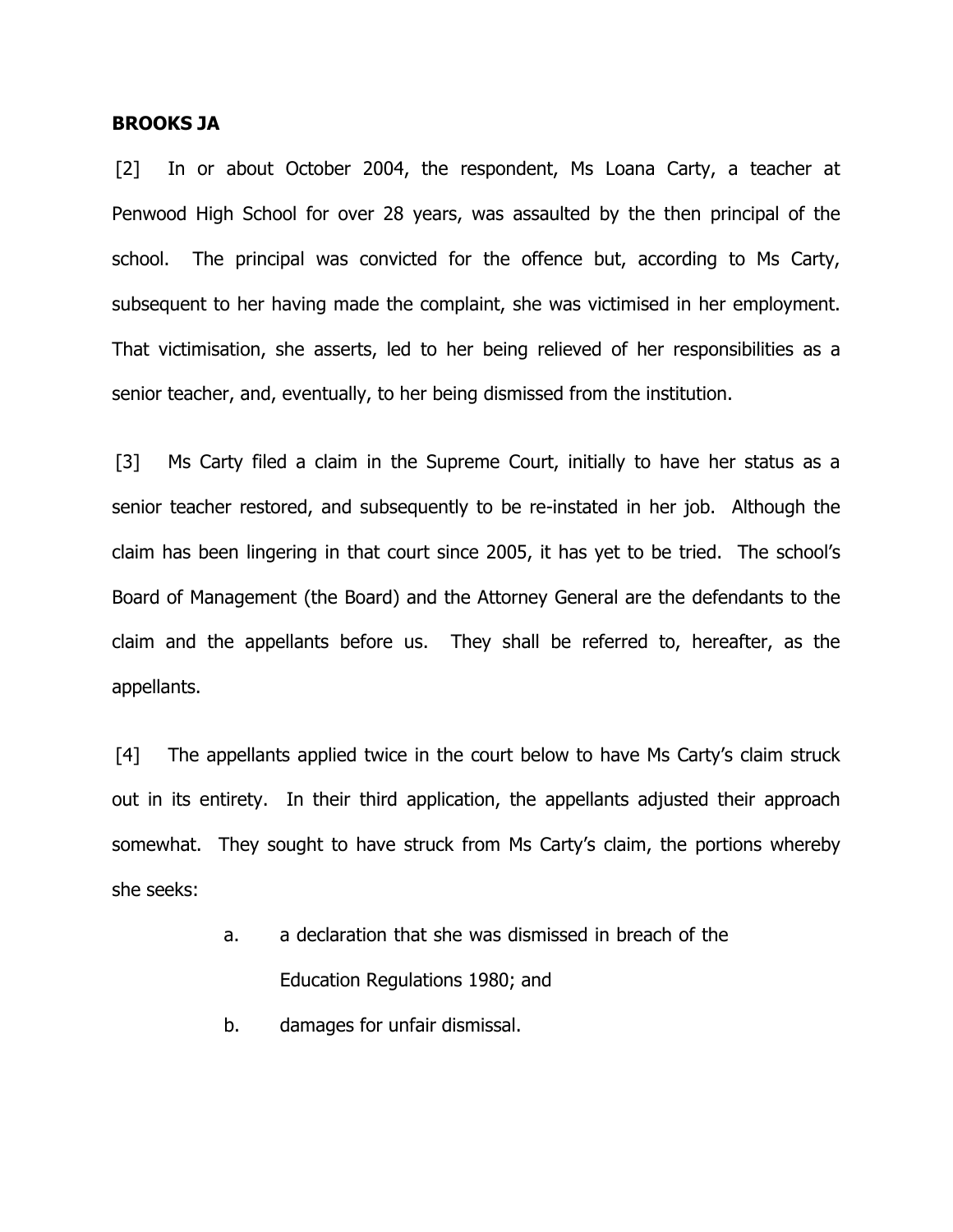**BROOKS JA**

[2] In or about October 2004, the respondent, Ms Loana Carty, a teacher at Penwood High School for over 28 years, was assaulted by the then principal of the school. The principal was convicted for the offence but, according to Ms Carty, subsequent to her having made the complaint, she was victimised in her employment. That victimisation, she asserts, led to her being relieved of her responsibilities as a senior teacher, and, eventually, to her being dismissed from the institution.

[3] Ms Carty filed a claim in the Supreme Court, initially to have her status as a senior teacher restored, and subsequently to be re-instated in her job. Although the claim has been lingering in that court since 2005, it has yet to be tried. The school's Board of Management (the Board) and the Attorney General are the defendants to the claim and the appellants before us. They shall be referred to, hereafter, as the appellants.

[4] The appellants applied twice in the court below to have Ms Carty's claim struck out in its entirety. In their third application, the appellants adjusted their approach somewhat. They sought to have struck from Ms Carty's claim, the portions whereby she seeks:

a. a declaration that she was dismissed in breach of the Education Regulations 1980; and

b. damages for unfair dismissal.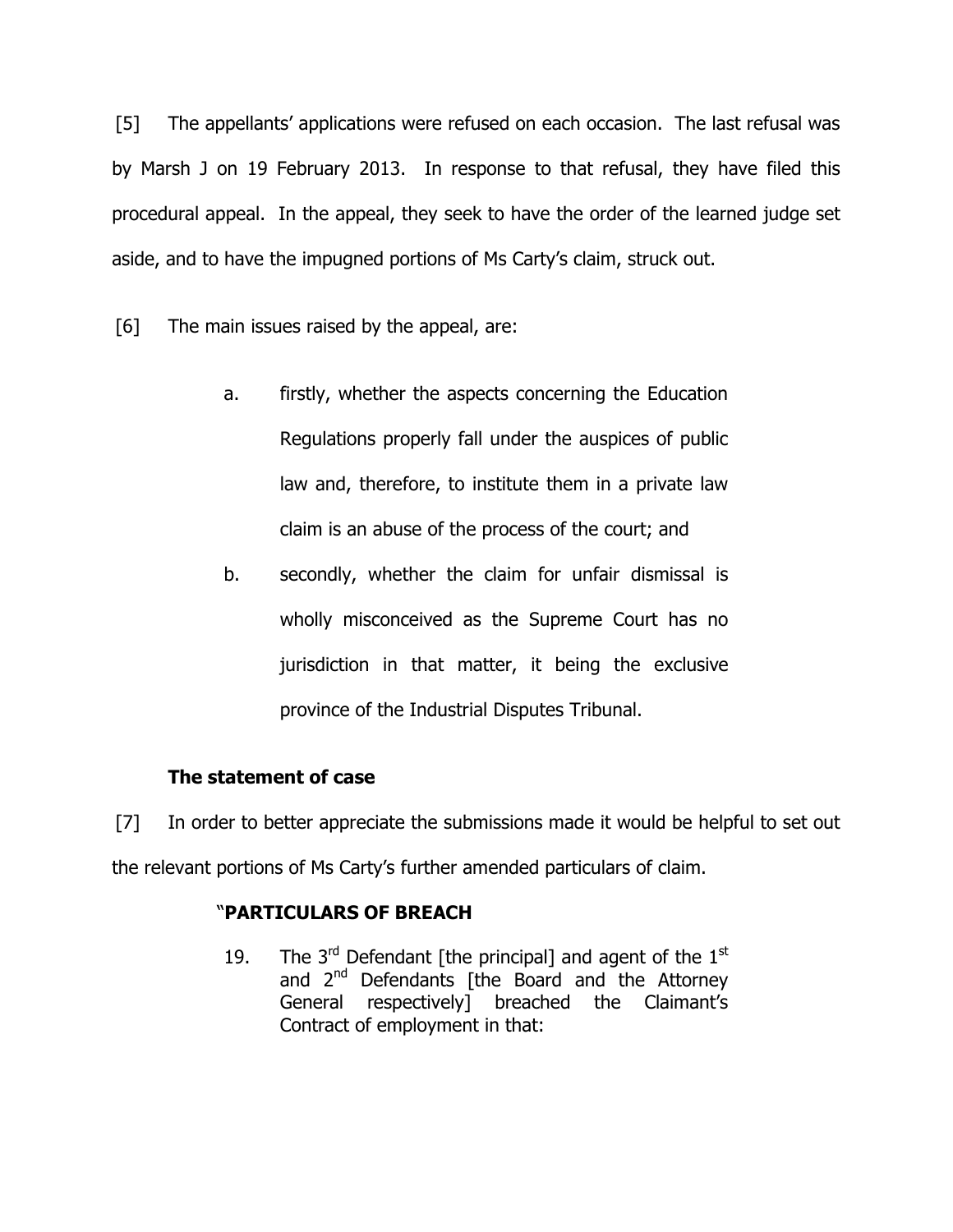[5] The appellants' applications were refused on each occasion. The last refusal was by Marsh J on 19 February 2013. In response to that refusal, they have filed this procedural appeal. In the appeal, they seek to have the order of the learned judge set aside, and to have the impugned portions of Ms Carty's claim, struck out.

[6] The main issues raised by the appeal, are:

> a. firstly, whether the aspects concerning the Education Regulations properly fall under the auspices of public law and, therefore, to institute them in a private law claim is an abuse of the process of the court; and
>
> b. secondly, whether the claim for unfair dismissal is wholly misconceived as the Supreme Court has no jurisdiction in that matter, it being the exclusive province of the Industrial Disputes Tribunal.

### The statement of case

[7] In order to better appreciate the submissions made it would be helpful to set out the relevant portions of Ms Carty's further amended particulars of claim.

> "**PARTICULARS OF BREACH**
>
> 19. The 3rd Defendant [the principal] and agent of the 1st and 2nd Defendants [the Board and the Attorney General respectively] breached the Claimant's Contract of employment in that: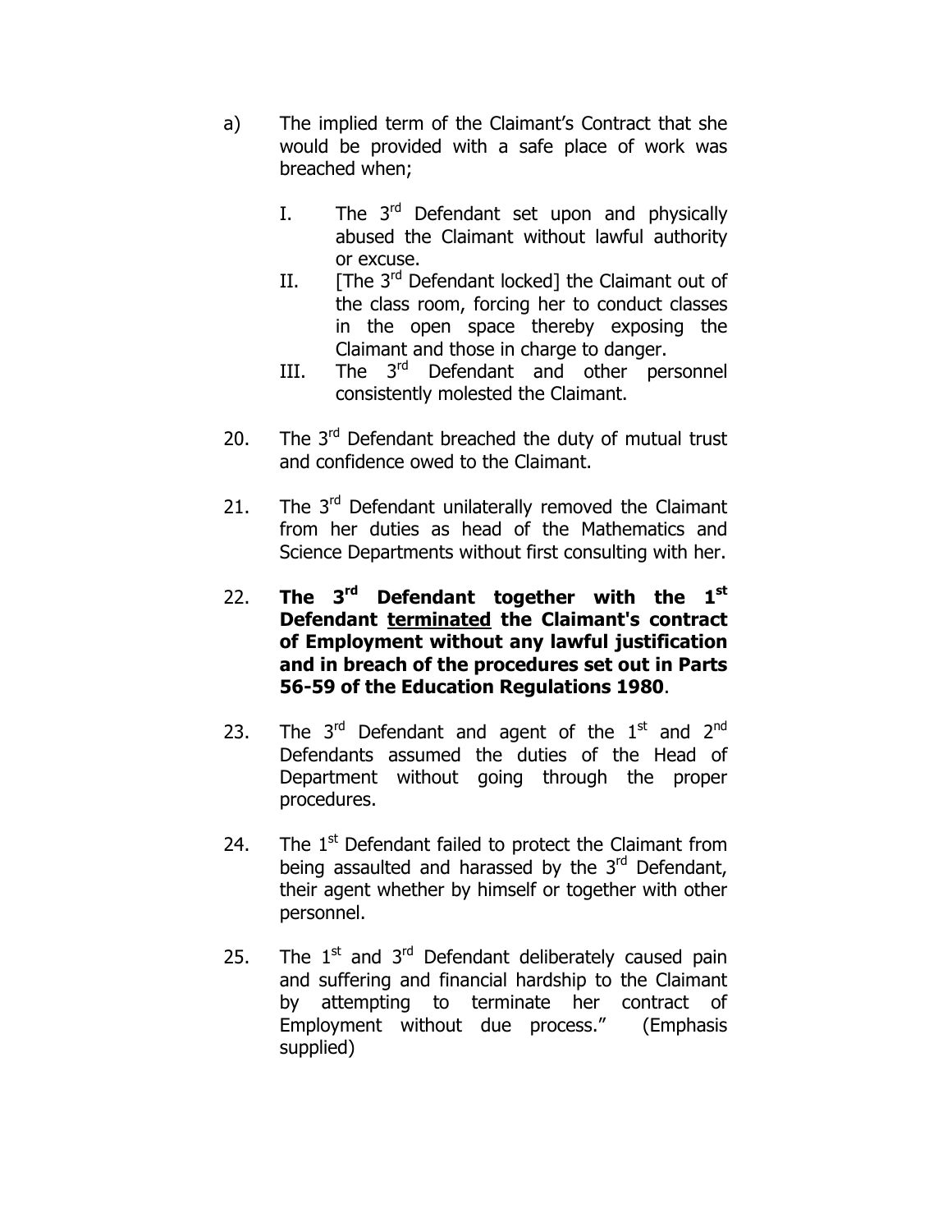a) The implied term of the Claimant's Contract that she would be provided with a safe place of work was breached when;

   I. The 3rd Defendant set upon and physically abused the Claimant without lawful authority or excuse.

   II. [The 3rd Defendant locked] the Claimant out of the class room, forcing her to conduct classes in the open space thereby exposing the Claimant and those in charge to danger.

   III. The 3rd Defendant and other personnel consistently molested the Claimant.

20. The 3rd Defendant breached the duty of mutual trust and confidence owed to the Claimant.

21. The 3rd Defendant unilaterally removed the Claimant from her duties as head of the Mathematics and Science Departments without first consulting with her.

22. **The 3rd Defendant together with the 1st Defendant <u>terminated</u> the Claimant's contract of Employment without any lawful justification and in breach of the procedures set out in Parts 56-59 of the Education Regulations 1980**.

23. The 3rd Defendant and agent of the 1st and 2nd Defendants assumed the duties of the Head of Department without going through the proper procedures.

24. The 1st Defendant failed to protect the Claimant from being assaulted and harassed by the 3rd Defendant, their agent whether by himself or together with other personnel.

25. The 1st and 3rd Defendant deliberately caused pain and suffering and financial hardship to the Claimant by attempting to terminate her contract of Employment without due process." (Emphasis supplied)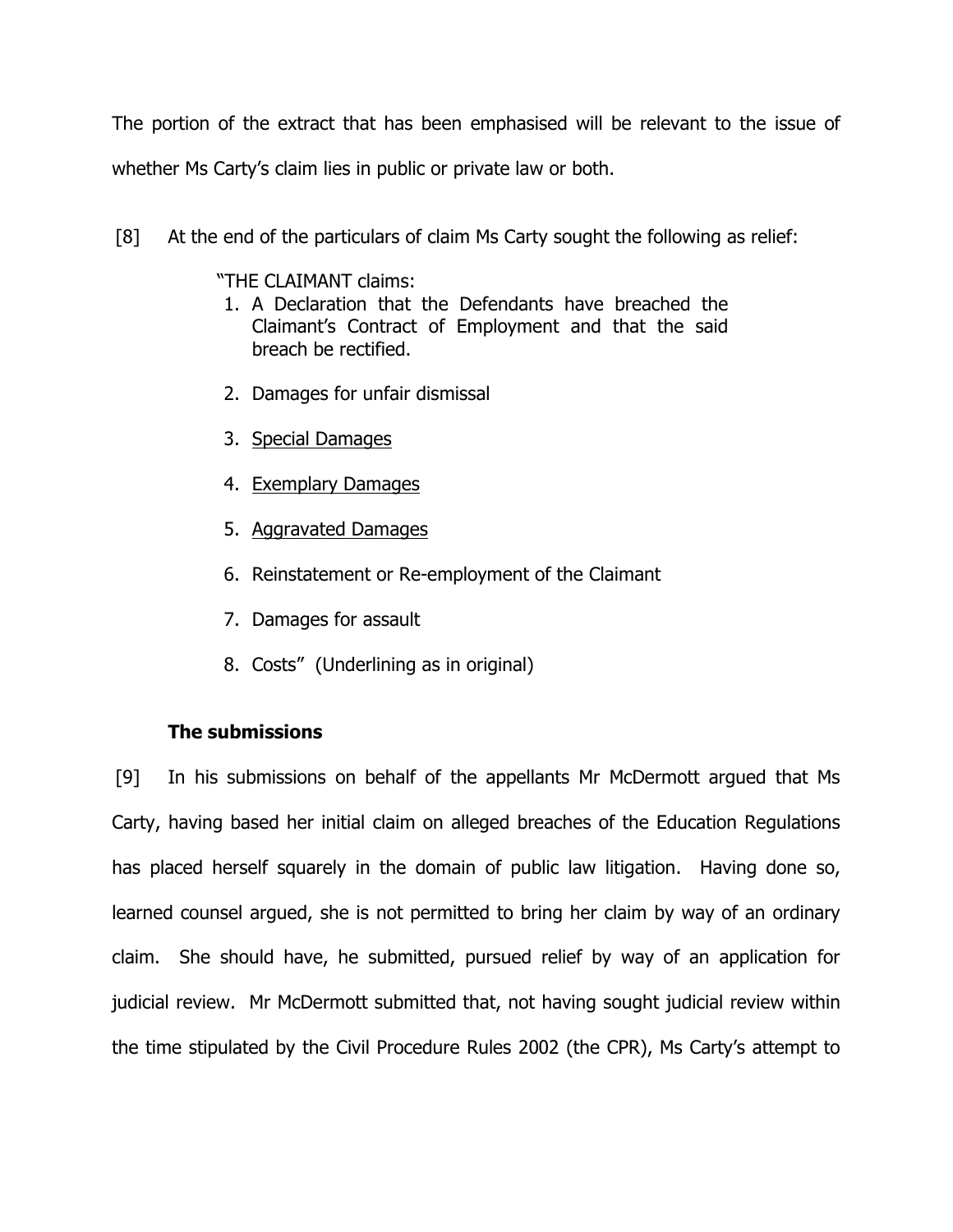The portion of the extract that has been emphasised will be relevant to the issue of whether Ms Carty's claim lies in public or private law or both.

[8] At the end of the particulars of claim Ms Carty sought the following as relief:

> "THE CLAIMANT claims:
> 1. A Declaration that the Defendants have breached the Claimant's Contract of Employment and that the said breach be rectified.
> 2. Damages for unfair dismissal
> 3. <u>Special Damages</u>
> 4. <u>Exemplary Damages</u>
> 5. <u>Aggravated Damages</u>
> 6. Reinstatement or Re-employment of the Claimant
> 7. Damages for assault
> 8. Costs" (Underlining as in original)

### The submissions

[9] In his submissions on behalf of the appellants Mr McDermott argued that Ms Carty, having based her initial claim on alleged breaches of the Education Regulations has placed herself squarely in the domain of public law litigation. Having done so, learned counsel argued, she is not permitted to bring her claim by way of an ordinary claim. She should have, he submitted, pursued relief by way of an application for judicial review. Mr McDermott submitted that, not having sought judicial review within the time stipulated by the Civil Procedure Rules 2002 (the CPR), Ms Carty's attempt to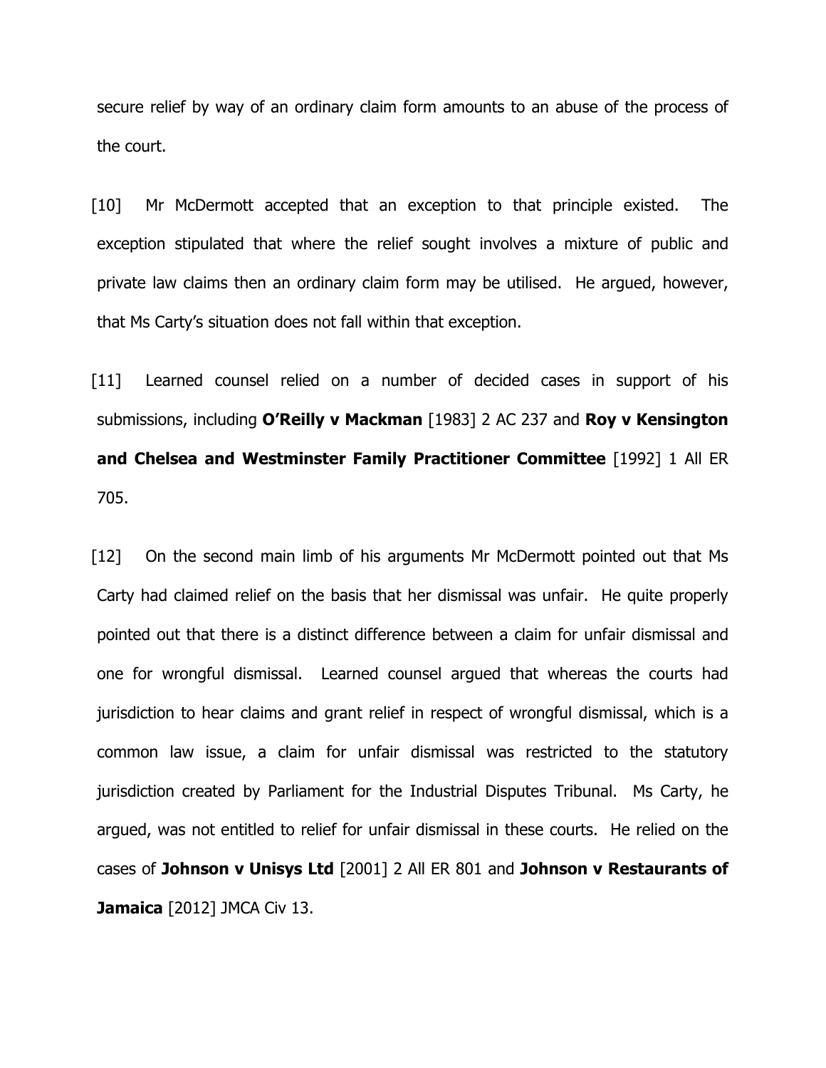secure relief by way of an ordinary claim form amounts to an abuse of the process of the court.

[10] Mr McDermott accepted that an exception to that principle existed. The exception stipulated that where the relief sought involves a mixture of public and private law claims then an ordinary claim form may be utilised. He argued, however, that Ms Carty's situation does not fall within that exception.

[11] Learned counsel relied on a number of decided cases in support of his submissions, including **O'Reilly v Mackman** [1983] 2 AC 237 and **Roy v Kensington and Chelsea and Westminster Family Practitioner Committee** [1992] 1 All ER 705.

[12] On the second main limb of his arguments Mr McDermott pointed out that Ms Carty had claimed relief on the basis that her dismissal was unfair. He quite properly pointed out that there is a distinct difference between a claim for unfair dismissal and one for wrongful dismissal. Learned counsel argued that whereas the courts had jurisdiction to hear claims and grant relief in respect of wrongful dismissal, which is a common law issue, a claim for unfair dismissal was restricted to the statutory jurisdiction created by Parliament for the Industrial Disputes Tribunal. Ms Carty, he argued, was not entitled to relief for unfair dismissal in these courts. He relied on the cases of **Johnson v Unisys Ltd** [2001] 2 All ER 801 and **Johnson v Restaurants of Jamaica** [2012] JMCA Civ 13.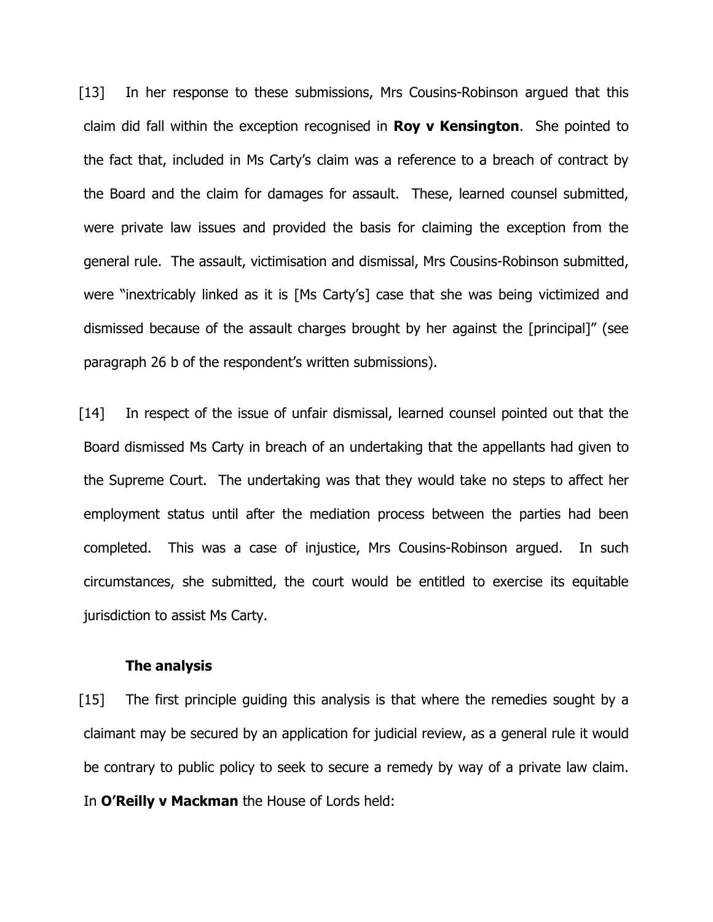[13] In her response to these submissions, Mrs Cousins-Robinson argued that this claim did fall within the exception recognised in **Roy v Kensington**. She pointed to the fact that, included in Ms Carty's claim was a reference to a breach of contract by the Board and the claim for damages for assault. These, learned counsel submitted, were private law issues and provided the basis for claiming the exception from the general rule. The assault, victimisation and dismissal, Mrs Cousins-Robinson submitted, were "inextricably linked as it is [Ms Carty's] case that she was being victimized and dismissed because of the assault charges brought by her against the [principal]" (see paragraph 26 b of the respondent's written submissions).

[14] In respect of the issue of unfair dismissal, learned counsel pointed out that the Board dismissed Ms Carty in breach of an undertaking that the appellants had given to the Supreme Court. The undertaking was that they would take no steps to affect her employment status until after the mediation process between the parties had been completed. This was a case of injustice, Mrs Cousins-Robinson argued. In such circumstances, she submitted, the court would be entitled to exercise its equitable jurisdiction to assist Ms Carty.

### The analysis

[15] The first principle guiding this analysis is that where the remedies sought by a claimant may be secured by an application for judicial review, as a general rule it would be contrary to public policy to seek to secure a remedy by way of a private law claim. In **O'Reilly v Mackman** the House of Lords held: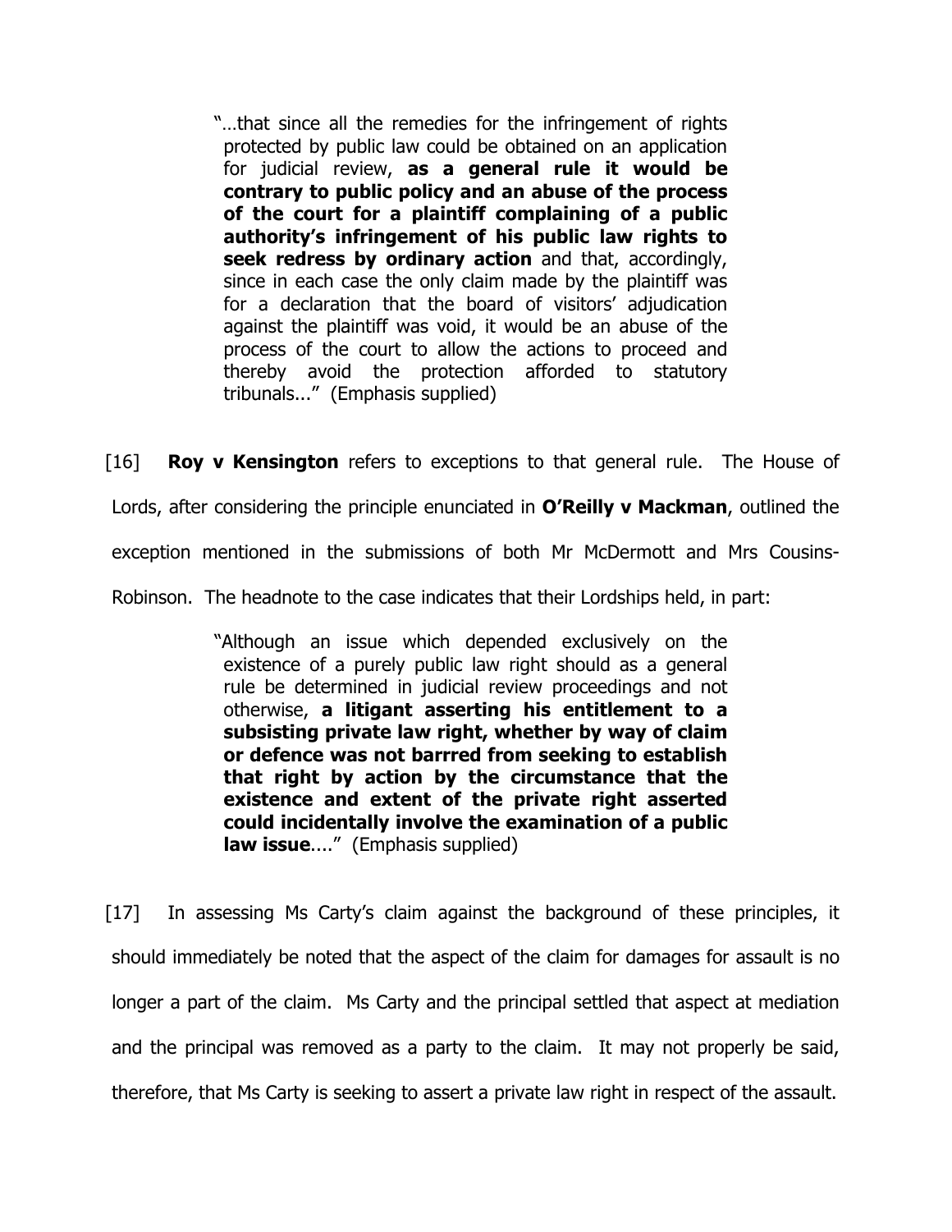> "…that since all the remedies for the infringement of rights protected by public law could be obtained on an application for judicial review, **as a general rule it would be contrary to public policy and an abuse of the process of the court for a plaintiff complaining of a public authority's infringement of his public law rights to seek redress by ordinary action** and that, accordingly, since in each case the only claim made by the plaintiff was for a declaration that the board of visitors' adjudication against the plaintiff was void, it would be an abuse of the process of the court to allow the actions to proceed and thereby avoid the protection afforded to statutory tribunals..." (Emphasis supplied)

[16] **Roy v Kensington** refers to exceptions to that general rule. The House of Lords, after considering the principle enunciated in **O'Reilly v Mackman**, outlined the exception mentioned in the submissions of both Mr McDermott and Mrs Cousins-Robinson. The headnote to the case indicates that their Lordships held, in part:

> "Although an issue which depended exclusively on the existence of a purely public law right should as a general rule be determined in judicial review proceedings and not otherwise, **a litigant asserting his entitlement to a subsisting private law right, whether by way of claim or defence was not barrred from seeking to establish that right by action by the circumstance that the existence and extent of the private right asserted could incidentally involve the examination of a public law issue**...." (Emphasis supplied)

[17] In assessing Ms Carty's claim against the background of these principles, it should immediately be noted that the aspect of the claim for damages for assault is no longer a part of the claim. Ms Carty and the principal settled that aspect at mediation and the principal was removed as a party to the claim. It may not properly be said, therefore, that Ms Carty is seeking to assert a private law right in respect of the assault.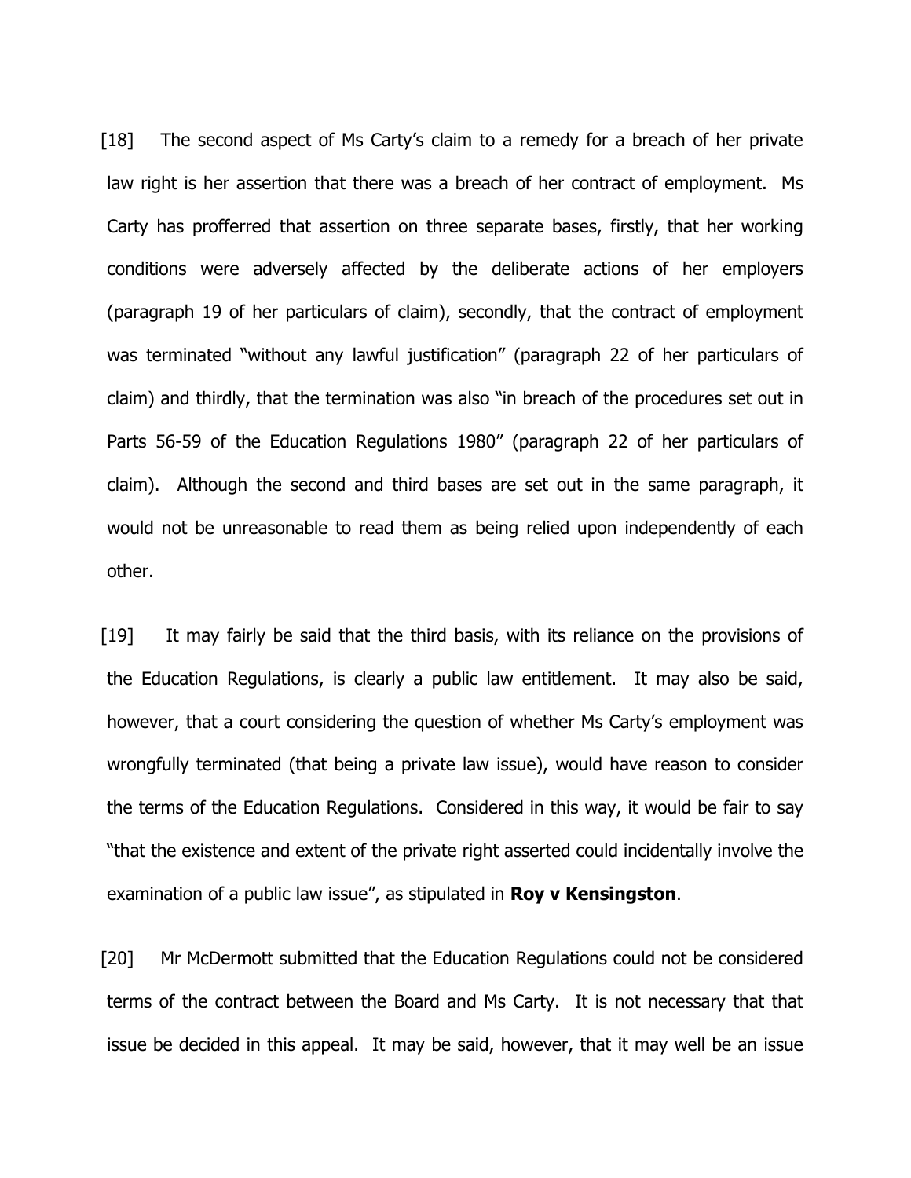[18] The second aspect of Ms Carty's claim to a remedy for a breach of her private law right is her assertion that there was a breach of her contract of employment. Ms Carty has profferred that assertion on three separate bases, firstly, that her working conditions were adversely affected by the deliberate actions of her employers (paragraph 19 of her particulars of claim), secondly, that the contract of employment was terminated "without any lawful justification" (paragraph 22 of her particulars of claim) and thirdly, that the termination was also "in breach of the procedures set out in Parts 56-59 of the Education Regulations 1980" (paragraph 22 of her particulars of claim). Although the second and third bases are set out in the same paragraph, it would not be unreasonable to read them as being relied upon independently of each other.

[19] It may fairly be said that the third basis, with its reliance on the provisions of the Education Regulations, is clearly a public law entitlement. It may also be said, however, that a court considering the question of whether Ms Carty's employment was wrongfully terminated (that being a private law issue), would have reason to consider the terms of the Education Regulations. Considered in this way, it would be fair to say "that the existence and extent of the private right asserted could incidentally involve the examination of a public law issue", as stipulated in **Roy v Kensingston**.

[20] Mr McDermott submitted that the Education Regulations could not be considered terms of the contract between the Board and Ms Carty. It is not necessary that that issue be decided in this appeal. It may be said, however, that it may well be an issue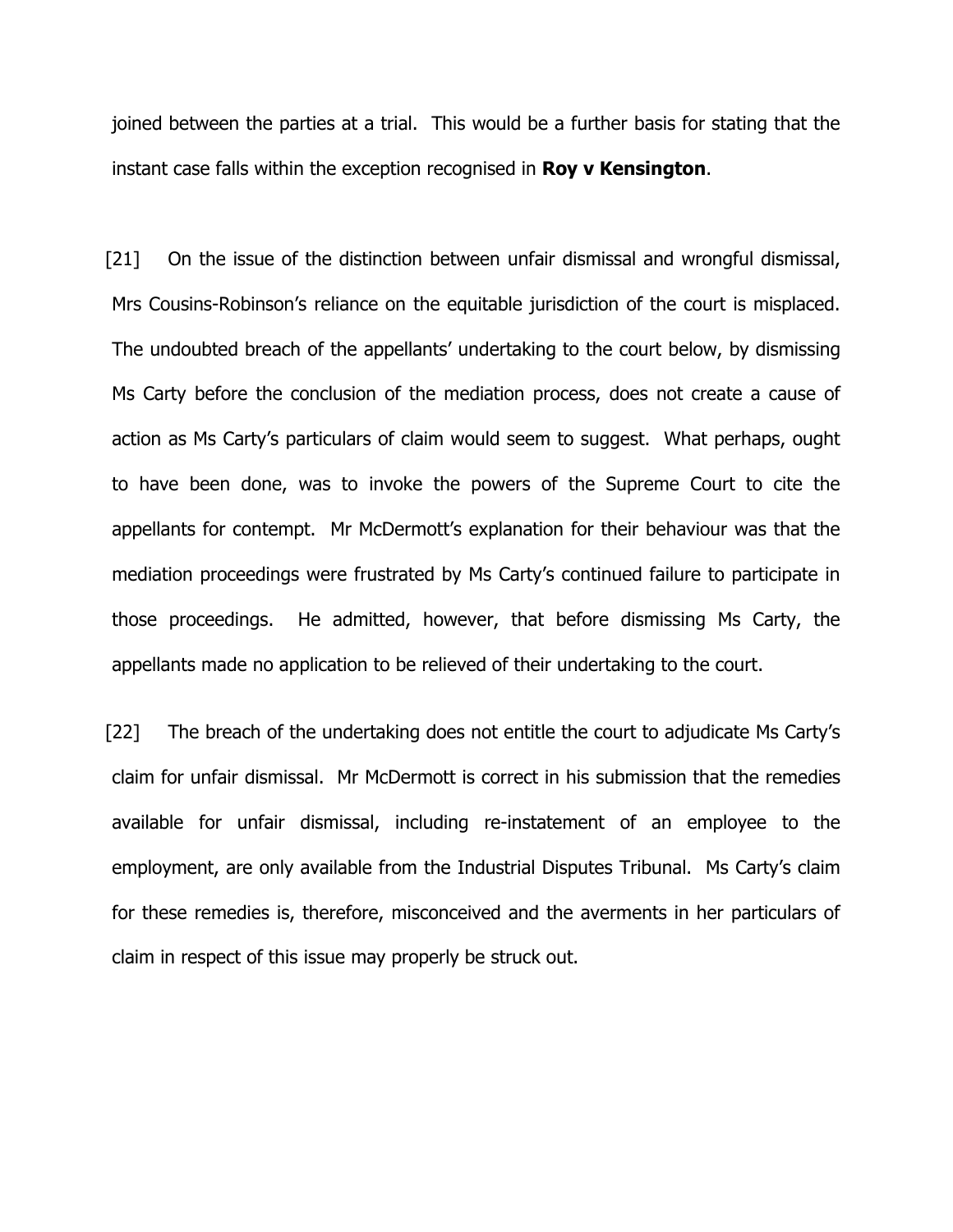joined between the parties at a trial. This would be a further basis for stating that the instant case falls within the exception recognised in **Roy v Kensington**.

[21] On the issue of the distinction between unfair dismissal and wrongful dismissal, Mrs Cousins-Robinson's reliance on the equitable jurisdiction of the court is misplaced. The undoubted breach of the appellants' undertaking to the court below, by dismissing Ms Carty before the conclusion of the mediation process, does not create a cause of action as Ms Carty's particulars of claim would seem to suggest. What perhaps, ought to have been done, was to invoke the powers of the Supreme Court to cite the appellants for contempt. Mr McDermott's explanation for their behaviour was that the mediation proceedings were frustrated by Ms Carty's continued failure to participate in those proceedings. He admitted, however, that before dismissing Ms Carty, the appellants made no application to be relieved of their undertaking to the court.

[22] The breach of the undertaking does not entitle the court to adjudicate Ms Carty's claim for unfair dismissal. Mr McDermott is correct in his submission that the remedies available for unfair dismissal, including re-instatement of an employee to the employment, are only available from the Industrial Disputes Tribunal. Ms Carty's claim for these remedies is, therefore, misconceived and the averments in her particulars of claim in respect of this issue may properly be struck out.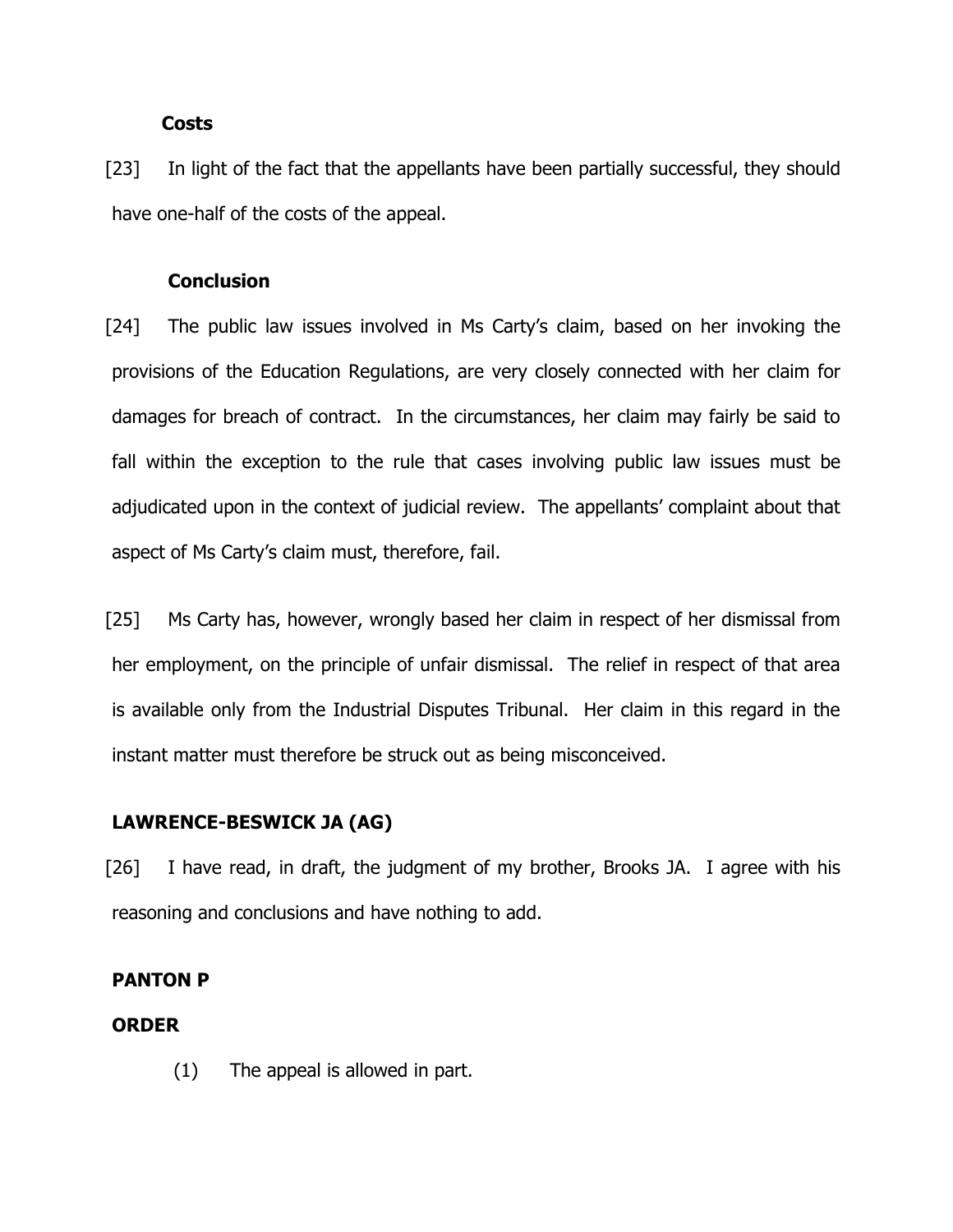**Costs**

[23] In light of the fact that the appellants have been partially successful, they should have one-half of the costs of the appeal.

**Conclusion**

[24] The public law issues involved in Ms Carty's claim, based on her invoking the provisions of the Education Regulations, are very closely connected with her claim for damages for breach of contract. In the circumstances, her claim may fairly be said to fall within the exception to the rule that cases involving public law issues must be adjudicated upon in the context of judicial review. The appellants' complaint about that aspect of Ms Carty's claim must, therefore, fail.

[25] Ms Carty has, however, wrongly based her claim in respect of her dismissal from her employment, on the principle of unfair dismissal. The relief in respect of that area is available only from the Industrial Disputes Tribunal. Her claim in this regard in the instant matter must therefore be struck out as being misconceived.

**LAWRENCE-BESWICK JA (AG)**

[26] I have read, in draft, the judgment of my brother, Brooks JA. I agree with his reasoning and conclusions and have nothing to add.

**PANTON P**

**ORDER**

(1) The appeal is allowed in part.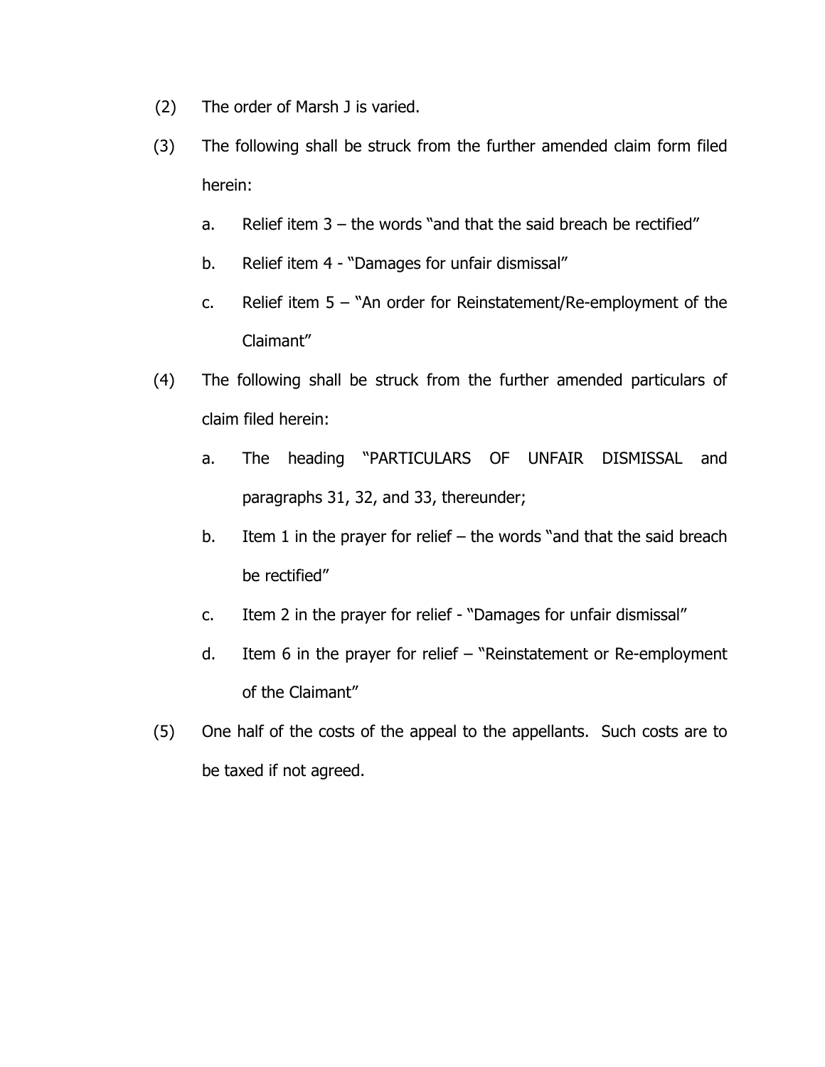(2) The order of Marsh J is varied.

(3) The following shall be struck from the further amended claim form filed herein:

   a. Relief item 3 – the words "and that the said breach be rectified"

   b. Relief item 4 - "Damages for unfair dismissal"

   c. Relief item 5 – "An order for Reinstatement/Re-employment of the Claimant"

(4) The following shall be struck from the further amended particulars of claim filed herein:

   a. The heading "PARTICULARS OF UNFAIR DISMISSAL and paragraphs 31, 32, and 33, thereunder;

   b. Item 1 in the prayer for relief – the words "and that the said breach be rectified"

   c. Item 2 in the prayer for relief - "Damages for unfair dismissal"

   d. Item 6 in the prayer for relief – "Reinstatement or Re-employment of the Claimant"

(5) One half of the costs of the appeal to the appellants. Such costs are to be taxed if not agreed.